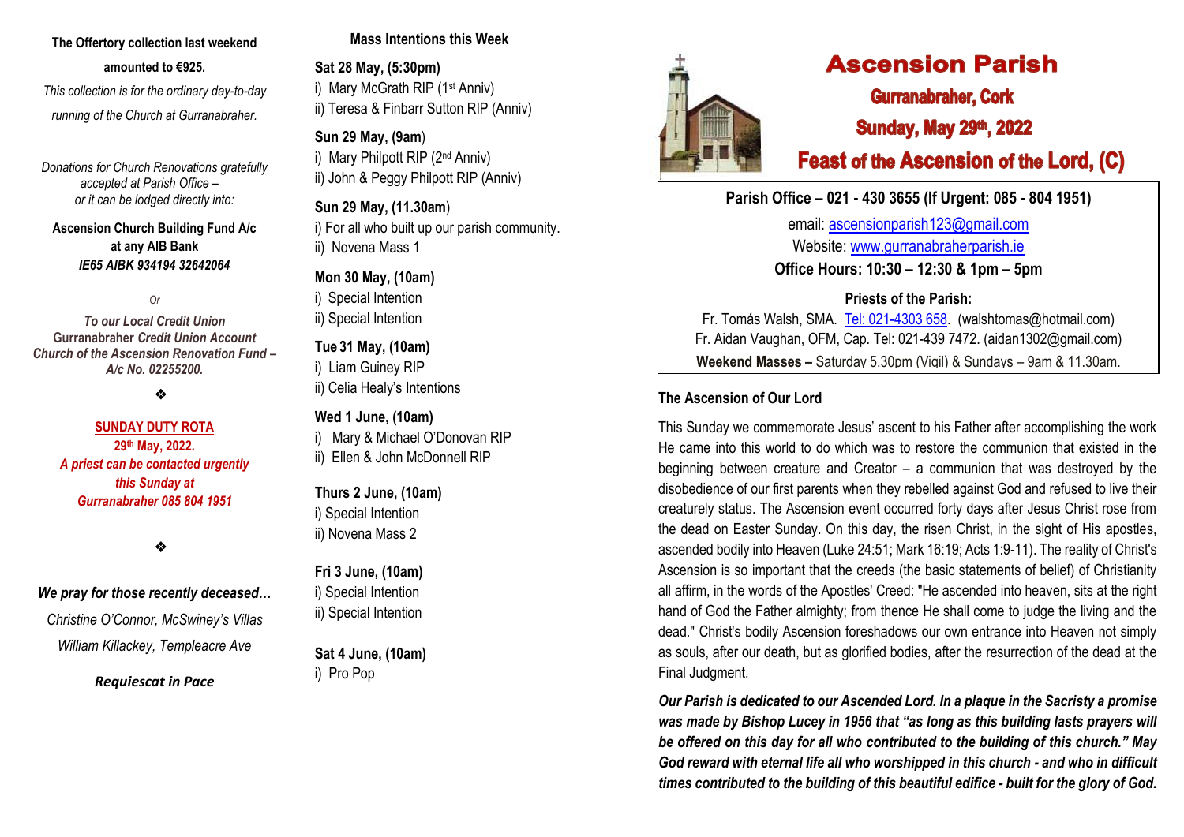**The Offertory collection last weekend amounted to €925.**

*This collection is for the ordinary day-to-day running of the Church at Gurranabraher.*

*Donations for Church Renovations gratefully accepted at Parish Office – or it can be lodged directly into:*

**Ascension Church Building Fund A/c at any AIB Bank**
***IE65 AIBK 934194 32642064***

*Or*

***To our Local Credit Union***
**Gurranabraher** ***Credit Union Account***
***Church of the Ascension Renovation Fund – A/c No. 02255200.***

❖

**SUNDAY DUTY ROTA**
**29th May, 2022.**
***A priest can be contacted urgently this Sunday at Gurranabraher 085 804 1951***

❖

***We pray for those recently deceased…***

*Christine O'Connor, McSwiney's Villas*

*William Killackey, Templeacre Ave*

***Requiescat in Pace***

## Mass Intentions this Week

**Sat 28 May, (5:30pm)**
i) Mary McGrath RIP (1st Anniv)
ii) Teresa & Finbarr Sutton RIP (Anniv)

**Sun 29 May, (9am)**
i) Mary Philpott RIP (2nd Anniv)
ii) John & Peggy Philpott RIP (Anniv)

**Sun 29 May, (11.30am)**
i) For all who built up our parish community.
ii) Novena Mass 1

**Mon 30 May, (10am)**
i) Special Intention
ii) Special Intention

**Tue 31 May, (10am)**
i) Liam Guiney RIP
ii) Celia Healy's Intentions

**Wed 1 June, (10am)**
i) Mary & Michael O'Donovan RIP
ii) Ellen & John McDonnell RIP

**Thurs 2 June, (10am)**
i) Special Intention
ii) Novena Mass 2

**Fri 3 June, (10am)**
i) Special Intention
ii) Special Intention

**Sat 4 June, (10am)**
i) Pro Pop

# Ascension Parish

## Gurranabraher, Cork

## Sunday, May 29th, 2022

## Feast of the Ascension of the Lord, (C)

**Parish Office – 021 - 430 3655 (If Urgent: 085 - 804 1951)**

email: ascensionparish123@gmail.com
Website: www.gurranabraherparish.ie
**Office Hours: 10:30 – 12:30 & 1pm – 5pm**

**Priests of the Parish:**
Fr. Tomás Walsh, SMA. Tel: 021-4303 658. (walshtomas@hotmail.com)
Fr. Aidan Vaughan, OFM, Cap. Tel: 021-439 7472. (aidan1302@gmail.com)
**Weekend Masses –** Saturday 5.30pm (Vigil) & Sundays – 9am & 11.30am.

### The Ascension of Our Lord

This Sunday we commemorate Jesus' ascent to his Father after accomplishing the work He came into this world to do which was to restore the communion that existed in the beginning between creature and Creator – a communion that was destroyed by the disobedience of our first parents when they rebelled against God and refused to live their creaturely status. The Ascension event occurred forty days after Jesus Christ rose from the dead on Easter Sunday. On this day, the risen Christ, in the sight of His apostles, ascended bodily into Heaven (Luke 24:51; Mark 16:19; Acts 1:9-11). The reality of Christ's Ascension is so important that the creeds (the basic statements of belief) of Christianity all affirm, in the words of the Apostles' Creed: "He ascended into heaven, sits at the right hand of God the Father almighty; from thence He shall come to judge the living and the dead." Christ's bodily Ascension foreshadows our own entrance into Heaven not simply as souls, after our death, but as glorified bodies, after the resurrection of the dead at the Final Judgment.

***Our Parish is dedicated to our Ascended Lord. In a plaque in the Sacristy a promise was made by Bishop Lucey in 1956 that "as long as this building lasts prayers will be offered on this day for all who contributed to the building of this church." May God reward with eternal life all who worshipped in this church - and who in difficult times contributed to the building of this beautiful edifice - built for the glory of God.***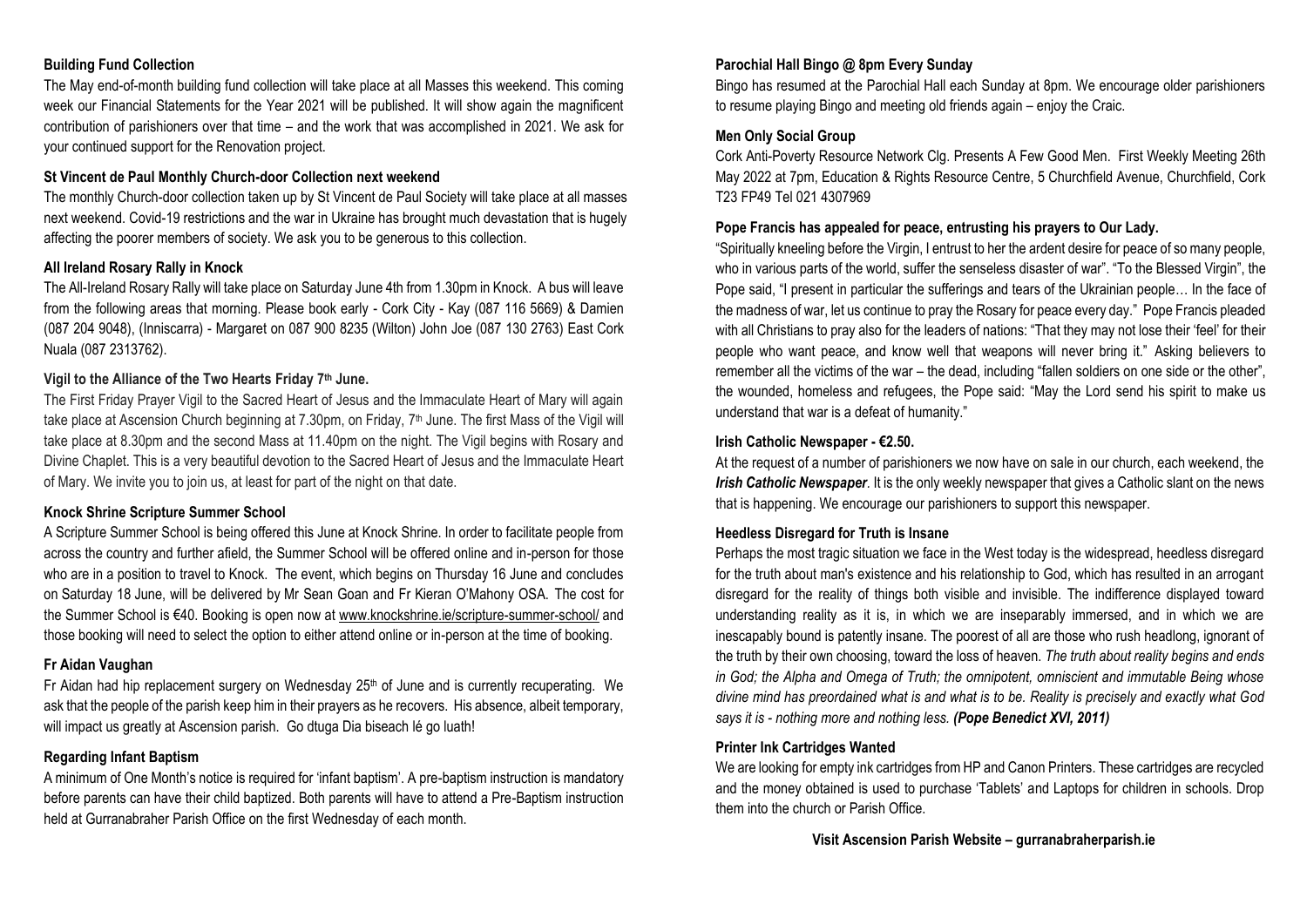**Building Fund Collection**

The May end-of-month building fund collection will take place at all Masses this weekend. This coming week our Financial Statements for the Year 2021 will be published. It will show again the magnificent contribution of parishioners over that time – and the work that was accomplished in 2021. We ask for your continued support for the Renovation project.

**St Vincent de Paul Monthly Church-door Collection next weekend**

The monthly Church-door collection taken up by St Vincent de Paul Society will take place at all masses next weekend. Covid-19 restrictions and the war in Ukraine has brought much devastation that is hugely affecting the poorer members of society. We ask you to be generous to this collection.

**All Ireland Rosary Rally in Knock**

The All-Ireland Rosary Rally will take place on Saturday June 4th from 1.30pm in Knock. A bus will leave from the following areas that morning. Please book early - Cork City - Kay (087 116 5669) & Damien (087 204 9048), (Inniscarra) - Margaret on 087 900 8235 (Wilton) John Joe (087 130 2763) East Cork Nuala (087 2313762).

**Vigil to the Alliance of the Two Hearts Friday 7th June.**

The First Friday Prayer Vigil to the Sacred Heart of Jesus and the Immaculate Heart of Mary will again take place at Ascension Church beginning at 7.30pm, on Friday, 7th June. The first Mass of the Vigil will take place at 8.30pm and the second Mass at 11.40pm on the night. The Vigil begins with Rosary and Divine Chaplet. This is a very beautiful devotion to the Sacred Heart of Jesus and the Immaculate Heart of Mary. We invite you to join us, at least for part of the night on that date.

**Knock Shrine Scripture Summer School**

A Scripture Summer School is being offered this June at Knock Shrine. In order to facilitate people from across the country and further afield, the Summer School will be offered online and in-person for those who are in a position to travel to Knock. The event, which begins on Thursday 16 June and concludes on Saturday 18 June, will be delivered by Mr Sean Goan and Fr Kieran O'Mahony OSA. The cost for the Summer School is €40. Booking is open now at www.knockshrine.ie/scripture-summer-school/ and those booking will need to select the option to either attend online or in-person at the time of booking.

**Fr Aidan Vaughan**

Fr Aidan had hip replacement surgery on Wednesday 25th of June and is currently recuperating. We ask that the people of the parish keep him in their prayers as he recovers. His absence, albeit temporary, will impact us greatly at Ascension parish. Go dtuga Dia biseach lé go luath!

**Regarding Infant Baptism**

A minimum of One Month's notice is required for 'infant baptism'. A pre-baptism instruction is mandatory before parents can have their child baptized. Both parents will have to attend a Pre-Baptism instruction held at Gurranabraher Parish Office on the first Wednesday of each month.

**Parochial Hall Bingo @ 8pm Every Sunday**

Bingo has resumed at the Parochial Hall each Sunday at 8pm. We encourage older parishioners to resume playing Bingo and meeting old friends again – enjoy the Craic.

**Men Only Social Group**

Cork Anti-Poverty Resource Network Clg. Presents A Few Good Men. First Weekly Meeting 26th May 2022 at 7pm, Education & Rights Resource Centre, 5 Churchfield Avenue, Churchfield, Cork T23 FP49 Tel 021 4307969

**Pope Francis has appealed for peace, entrusting his prayers to Our Lady.**

"Spiritually kneeling before the Virgin, I entrust to her the ardent desire for peace of so many people, who in various parts of the world, suffer the senseless disaster of war". "To the Blessed Virgin", the Pope said, "I present in particular the sufferings and tears of the Ukrainian people… In the face of the madness of war, let us continue to pray the Rosary for peace every day." Pope Francis pleaded with all Christians to pray also for the leaders of nations: "That they may not lose their 'feel' for their people who want peace, and know well that weapons will never bring it." Asking believers to remember all the victims of the war – the dead, including "fallen soldiers on one side or the other", the wounded, homeless and refugees, the Pope said: "May the Lord send his spirit to make us understand that war is a defeat of humanity."

**Irish Catholic Newspaper - €2.50.**

At the request of a number of parishioners we now have on sale in our church, each weekend, the ***Irish Catholic Newspaper***. It is the only weekly newspaper that gives a Catholic slant on the news that is happening. We encourage our parishioners to support this newspaper.

**Heedless Disregard for Truth is Insane**

Perhaps the most tragic situation we face in the West today is the widespread, heedless disregard for the truth about man's existence and his relationship to God, which has resulted in an arrogant disregard for the reality of things both visible and invisible. The indifference displayed toward understanding reality as it is, in which we are inseparably immersed, and in which we are inescapably bound is patently insane. The poorest of all are those who rush headlong, ignorant of the truth by their own choosing, toward the loss of heaven. *The truth about reality begins and ends in God; the Alpha and Omega of Truth; the omnipotent, omniscient and immutable Being whose divine mind has preordained what is and what is to be. Reality is precisely and exactly what God says it is - nothing more and nothing less.* ***(Pope Benedict XVI, 2011)***

**Printer Ink Cartridges Wanted**

We are looking for empty ink cartridges from HP and Canon Printers. These cartridges are recycled and the money obtained is used to purchase 'Tablets' and Laptops for children in schools. Drop them into the church or Parish Office.

**Visit Ascension Parish Website – gurranabraherparish.ie**